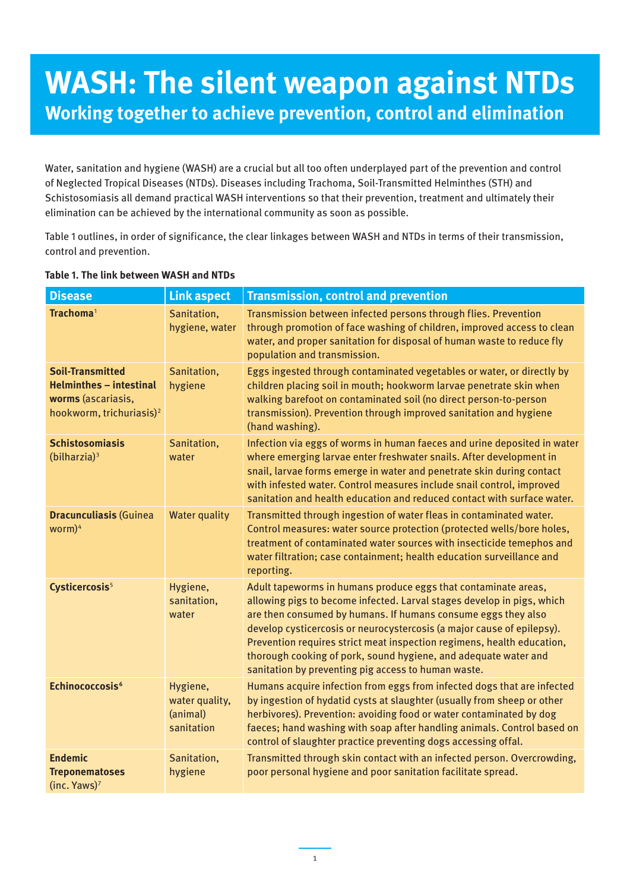# WASH: The silent weapon against NTDs

## Working together to achieve prevention, control and elimination

Water, sanitation and hygiene (WASH) are a crucial but all too often underplayed part of the prevention and control of Neglected Tropical Diseases (NTDs). Diseases including Trachoma, Soil-Transmitted Helminthes (STH) and Schistosomiasis all demand practical WASH interventions so that their prevention, treatment and ultimately their elimination can be achieved by the international community as soon as possible.

Table 1 outlines, in order of significance, the clear linkages between WASH and NTDs in terms of their transmission, control and prevention.

**Table 1. The link between WASH and NTDs**

| Disease | Link aspect | Transmission, control and prevention |
|---|---|---|
| **Trachoma**[1] | Sanitation, hygiene, water | Transmission between infected persons through flies. Prevention through promotion of face washing of children, improved access to clean water, and proper sanitation for disposal of human waste to reduce fly population and transmission. |
| **Soil-Transmitted Helminthes – intestinal worms** (ascariasis, hookworm, trichuriasis)[2] | Sanitation, hygiene | Eggs ingested through contaminated vegetables or water, or directly by children placing soil in mouth; hookworm larvae penetrate skin when walking barefoot on contaminated soil (no direct person-to-person transmission). Prevention through improved sanitation and hygiene (hand washing). |
| **Schistosomiasis** (bilharzia)[3] | Sanitation, water | Infection via eggs of worms in human faeces and urine deposited in water where emerging larvae enter freshwater snails. After development in snail, larvae forms emerge in water and penetrate skin during contact with infested water. Control measures include snail control, improved sanitation and health education and reduced contact with surface water. |
| **Dracunculiasis** (Guinea worm)[4] | Water quality | Transmitted through ingestion of water fleas in contaminated water. Control measures: water source protection (protected wells/bore holes, treatment of contaminated water sources with insecticide temephos and water filtration; case containment; health education surveillance and reporting. |
| **Cysticercosis**[5] | Hygiene, sanitation, water | Adult tapeworms in humans produce eggs that contaminate areas, allowing pigs to become infected. Larval stages develop in pigs, which are then consumed by humans. If humans consume eggs they also develop cysticercosis or neurocystercosis (a major cause of epilepsy). Prevention requires strict meat inspection regimens, health education, thorough cooking of pork, sound hygiene, and adequate water and sanitation by preventing pig access to human waste. |
| **Echinococcosis**[6] | Hygiene, water quality, (animal) sanitation | Humans acquire infection from eggs from infected dogs that are infected by ingestion of hydatid cysts at slaughter (usually from sheep or other herbivores). Prevention: avoiding food or water contaminated by dog faeces; hand washing with soap after handling animals. Control based on control of slaughter practice preventing dogs accessing offal. |
| **Endemic Treponematoses** (inc. Yaws)[7] | Sanitation, hygiene | Transmitted through skin contact with an infected person. Overcrowding, poor personal hygiene and poor sanitation facilitate spread. |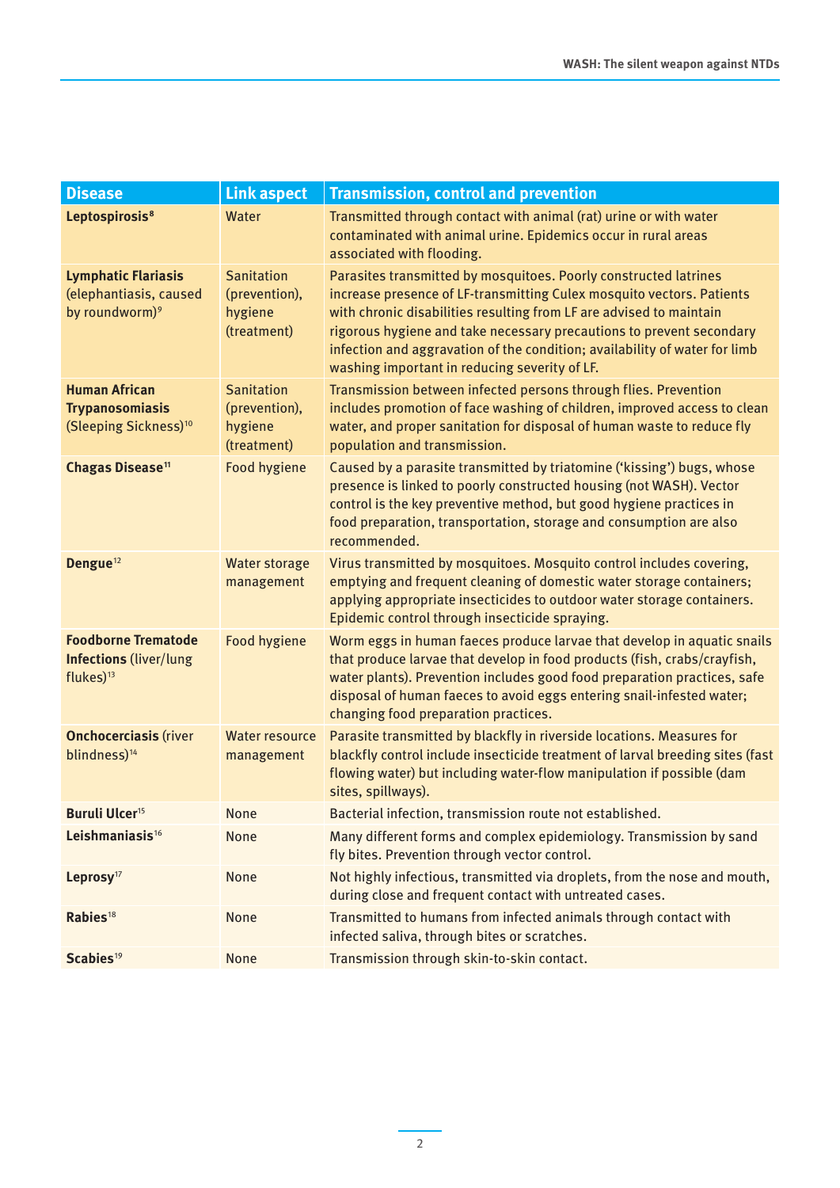| Disease | Link aspect | Transmission, control and prevention |
| --- | --- | --- |
| **Leptospirosis**[8] | Water | Transmitted through contact with animal (rat) urine or with water contaminated with animal urine. Epidemics occur in rural areas associated with flooding. |
| **Lymphatic Flariasis** (elephantiasis, caused by roundworm)[9] | Sanitation (prevention), hygiene (treatment) | Parasites transmitted by mosquitoes. Poorly constructed latrines increase presence of LF-transmitting Culex mosquito vectors. Patients with chronic disabilities resulting from LF are advised to maintain rigorous hygiene and take necessary precautions to prevent secondary infection and aggravation of the condition; availability of water for limb washing important in reducing severity of LF. |
| **Human African Trypanosomiasis** (Sleeping Sickness)[10] | Sanitation (prevention), hygiene (treatment) | Transmission between infected persons through flies. Prevention includes promotion of face washing of children, improved access to clean water, and proper sanitation for disposal of human waste to reduce fly population and transmission. |
| **Chagas Disease**[11] | Food hygiene | Caused by a parasite transmitted by triatomine ('kissing') bugs, whose presence is linked to poorly constructed housing (not WASH). Vector control is the key preventive method, but good hygiene practices in food preparation, transportation, storage and consumption are also recommended. |
| **Dengue**[12] | Water storage management | Virus transmitted by mosquitoes. Mosquito control includes covering, emptying and frequent cleaning of domestic water storage containers; applying appropriate insecticides to outdoor water storage containers. Epidemic control through insecticide spraying. |
| **Foodborne Trematode Infections** (liver/lung flukes)[13] | Food hygiene | Worm eggs in human faeces produce larvae that develop in aquatic snails that produce larvae that develop in food products (fish, crabs/crayfish, water plants). Prevention includes good food preparation practices, safe disposal of human faeces to avoid eggs entering snail-infested water; changing food preparation practices. |
| **Onchocerciasis** (river blindness)[14] | Water resource management | Parasite transmitted by blackfly in riverside locations. Measures for blackfly control include insecticide treatment of larval breeding sites (fast flowing water) but including water-flow manipulation if possible (dam sites, spillways). |
| **Buruli Ulcer**[15] | None | Bacterial infection, transmission route not established. |
| **Leishmaniasis**[16] | None | Many different forms and complex epidemiology. Transmission by sand fly bites. Prevention through vector control. |
| **Leprosy**[17] | None | Not highly infectious, transmitted via droplets, from the nose and mouth, during close and frequent contact with untreated cases. |
| **Rabies**[18] | None | Transmitted to humans from infected animals through contact with infected saliva, through bites or scratches. |
| **Scabies**[19] | None | Transmission through skin-to-skin contact. |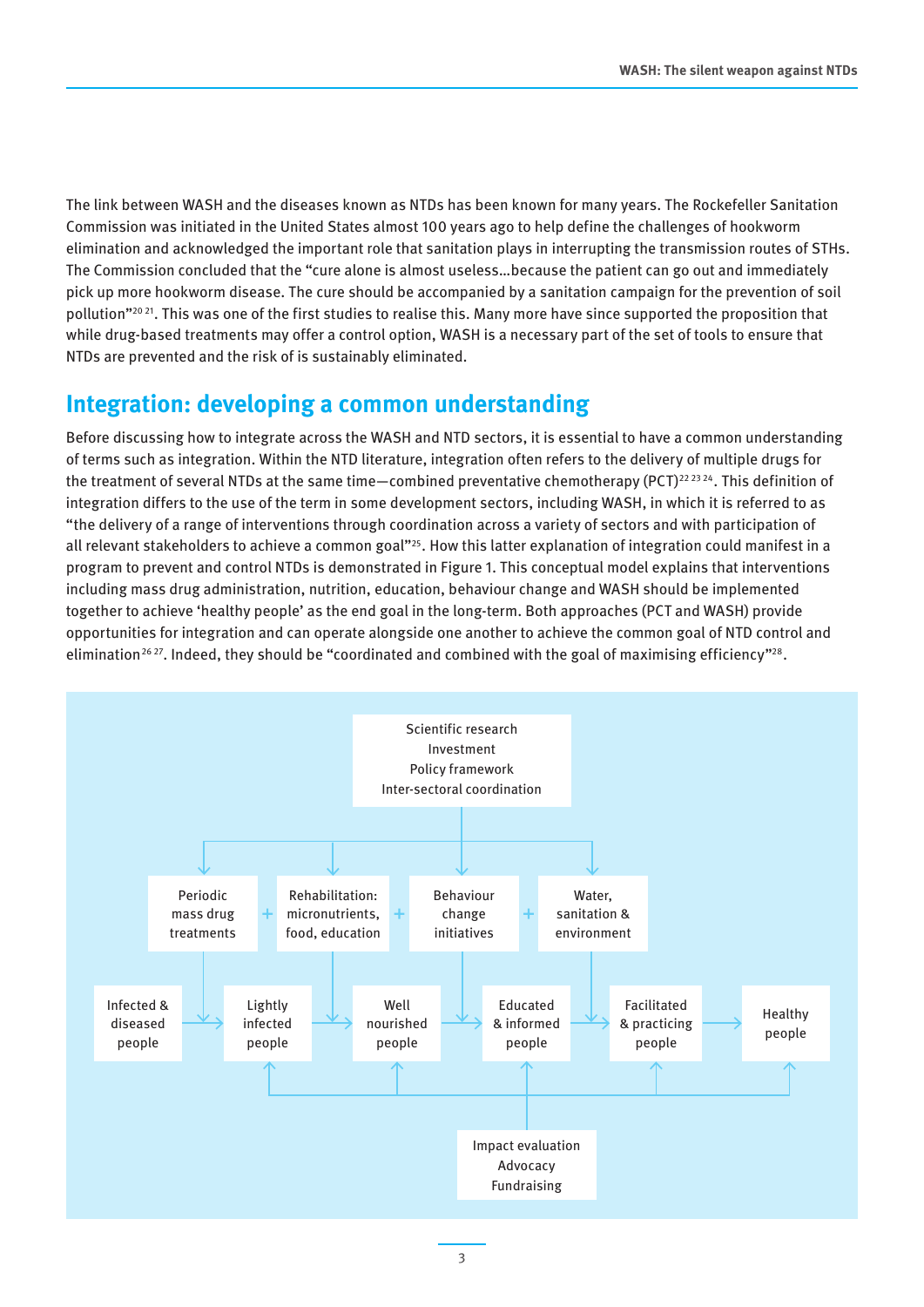The link between WASH and the diseases known as NTDs has been known for many years. The Rockefeller Sanitation Commission was initiated in the United States almost 100 years ago to help define the challenges of hookworm elimination and acknowledged the important role that sanitation plays in interrupting the transmission routes of STHs. The Commission concluded that the "cure alone is almost useless…because the patient can go out and immediately pick up more hookworm disease. The cure should be accompanied by a sanitation campaign for the prevention of soil pollution"[20 21]. This was one of the first studies to realise this. Many more have since supported the proposition that while drug-based treatments may offer a control option, WASH is a necessary part of the set of tools to ensure that NTDs are prevented and the risk of is sustainably eliminated.

## Integration: developing a common understanding

Before discussing how to integrate across the WASH and NTD sectors, it is essential to have a common understanding of terms such as integration. Within the NTD literature, integration often refers to the delivery of multiple drugs for the treatment of several NTDs at the same time—combined preventative chemotherapy (PCT)[22 23 24]. This definition of integration differs to the use of the term in some development sectors, including WASH, in which it is referred to as "the delivery of a range of interventions through coordination across a variety of sectors and with participation of all relevant stakeholders to achieve a common goal"[25]. How this latter explanation of integration could manifest in a program to prevent and control NTDs is demonstrated in Figure 1. This conceptual model explains that interventions including mass drug administration, nutrition, education, behaviour change and WASH should be implemented together to achieve 'healthy people' as the end goal in the long-term. Both approaches (PCT and WASH) provide opportunities for integration and can operate alongside one another to achieve the common goal of NTD control and elimination[26 27]. Indeed, they should be "coordinated and combined with the goal of maximising efficiency"[28].

Scientific research
Investment
Policy framework
Inter-sectoral coordination

Periodic mass drug treatments + Rehabilitation: micronutrients, food, education + Behaviour change initiatives + Water, sanitation & environment

Infected & diseased people → Lightly infected people → Well nourished people → Educated & informed people → Facilitated & practicing people → Healthy people

Impact evaluation
Advocacy
Fundraising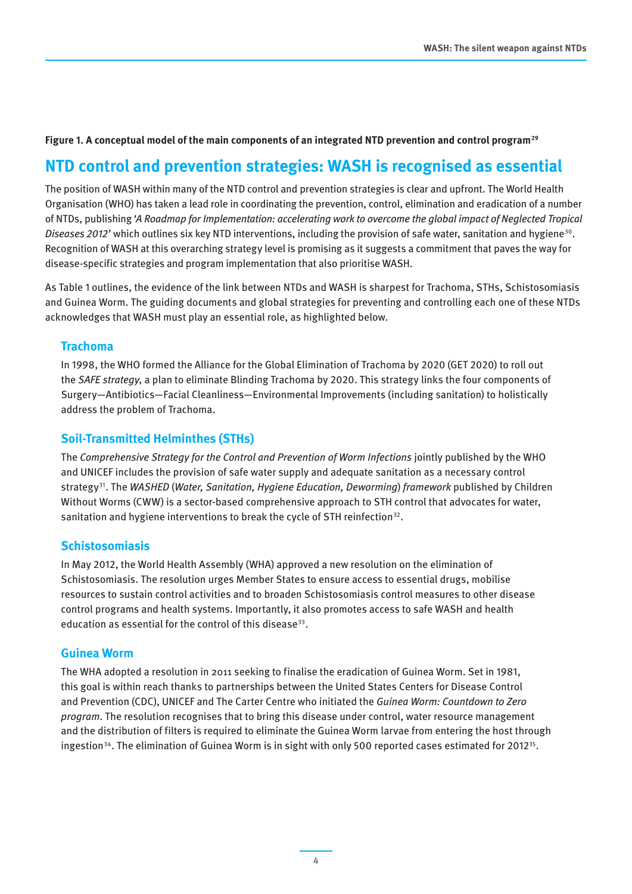**Figure 1. A conceptual model of the main components of an integrated NTD prevention and control program[29]**

## NTD control and prevention strategies: WASH is recognised as essential

The position of WASH within many of the NTD control and prevention strategies is clear and upfront. The World Health Organisation (WHO) has taken a lead role in coordinating the prevention, control, elimination and eradication of a number of NTDs, publishing '*A Roadmap for Implementation: accelerating work to overcome the global impact of Neglected Tropical Diseases 2012*' which outlines six key NTD interventions, including the provision of safe water, sanitation and hygiene[30]. Recognition of WASH at this overarching strategy level is promising as it suggests a commitment that paves the way for disease-specific strategies and program implementation that also prioritise WASH.

As Table 1 outlines, the evidence of the link between NTDs and WASH is sharpest for Trachoma, STHs, Schistosomiasis and Guinea Worm. The guiding documents and global strategies for preventing and controlling each one of these NTDs acknowledges that WASH must play an essential role, as highlighted below.

### Trachoma

In 1998, the WHO formed the Alliance for the Global Elimination of Trachoma by 2020 (GET 2020) to roll out the *SAFE strategy*, a plan to eliminate Blinding Trachoma by 2020. This strategy links the four components of Surgery—Antibiotics—Facial Cleanliness—Environmental Improvements (including sanitation) to holistically address the problem of Trachoma.

### Soil-Transmitted Helminthes (STHs)

The *Comprehensive Strategy for the Control and Prevention of Worm Infections* jointly published by the WHO and UNICEF includes the provision of safe water supply and adequate sanitation as a necessary control strategy[31]. The *WASHED* (*Water, Sanitation, Hygiene Education, Deworming*) *framework* published by Children Without Worms (CWW) is a sector-based comprehensive approach to STH control that advocates for water, sanitation and hygiene interventions to break the cycle of STH reinfection[32].

### Schistosomiasis

In May 2012, the World Health Assembly (WHA) approved a new resolution on the elimination of Schistosomiasis. The resolution urges Member States to ensure access to essential drugs, mobilise resources to sustain control activities and to broaden Schistosomiasis control measures to other disease control programs and health systems. Importantly, it also promotes access to safe WASH and health education as essential for the control of this disease[33].

### Guinea Worm

The WHA adopted a resolution in 2011 seeking to finalise the eradication of Guinea Worm. Set in 1981, this goal is within reach thanks to partnerships between the United States Centers for Disease Control and Prevention (CDC), UNICEF and The Carter Centre who initiated the *Guinea Worm: Countdown to Zero program*. The resolution recognises that to bring this disease under control, water resource management and the distribution of filters is required to eliminate the Guinea Worm larvae from entering the host through ingestion[34]. The elimination of Guinea Worm is in sight with only 500 reported cases estimated for 2012[35].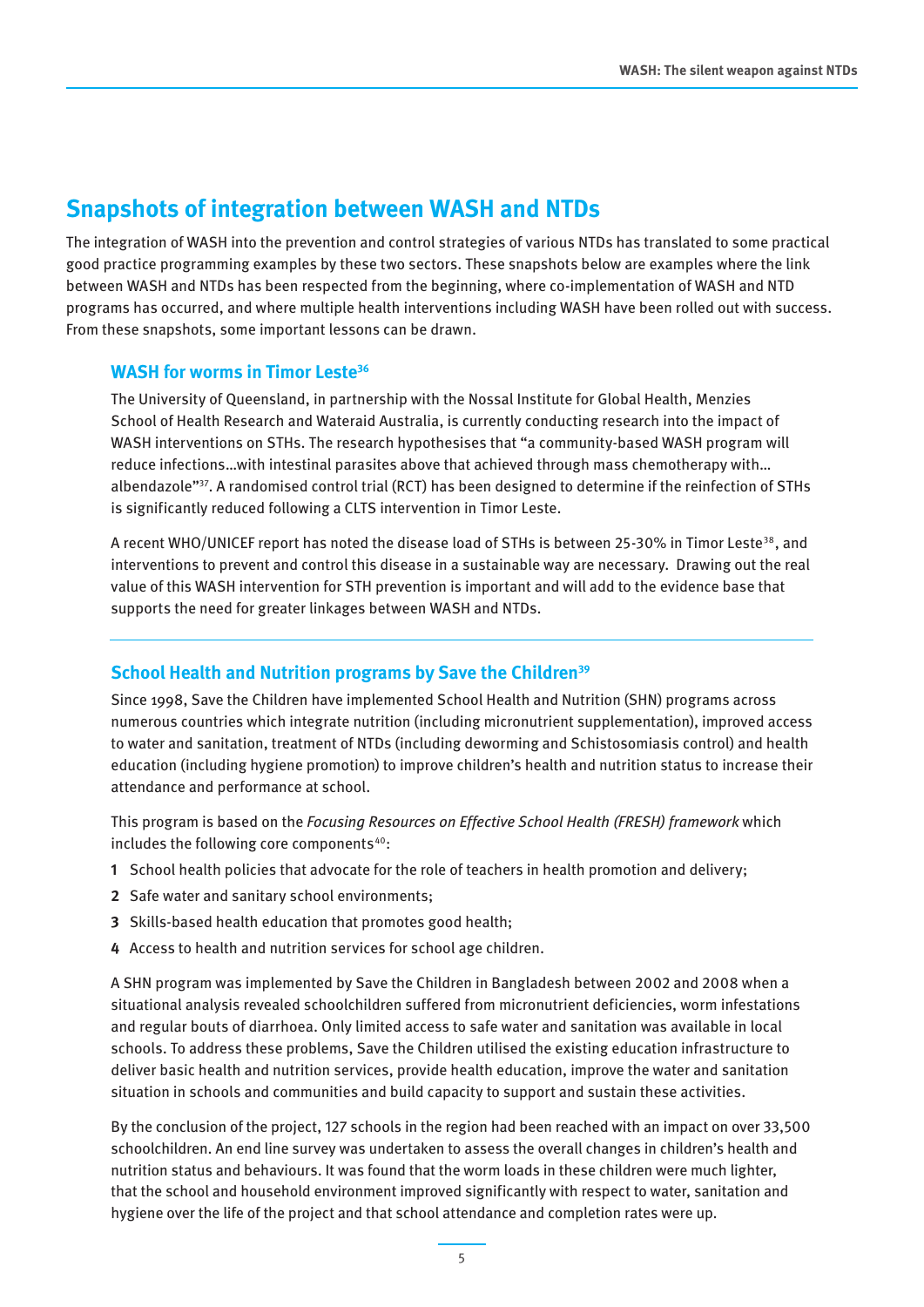## Snapshots of integration between WASH and NTDs

The integration of WASH into the prevention and control strategies of various NTDs has translated to some practical good practice programming examples by these two sectors. These snapshots below are examples where the link between WASH and NTDs has been respected from the beginning, where co-implementation of WASH and NTD programs has occurred, and where multiple health interventions including WASH have been rolled out with success. From these snapshots, some important lessons can be drawn.

### WASH for worms in Timor Leste[36]

The University of Queensland, in partnership with the Nossal Institute for Global Health, Menzies School of Health Research and Wateraid Australia, is currently conducting research into the impact of WASH interventions on STHs. The research hypothesises that "a community-based WASH program will reduce infections…with intestinal parasites above that achieved through mass chemotherapy with… albendazole"[37]. A randomised control trial (RCT) has been designed to determine if the reinfection of STHs is significantly reduced following a CLTS intervention in Timor Leste.

A recent WHO/UNICEF report has noted the disease load of STHs is between 25-30% in Timor Leste[38], and interventions to prevent and control this disease in a sustainable way are necessary. Drawing out the real value of this WASH intervention for STH prevention is important and will add to the evidence base that supports the need for greater linkages between WASH and NTDs.

### School Health and Nutrition programs by Save the Children[39]

Since 1998, Save the Children have implemented School Health and Nutrition (SHN) programs across numerous countries which integrate nutrition (including micronutrient supplementation), improved access to water and sanitation, treatment of NTDs (including deworming and Schistosomiasis control) and health education (including hygiene promotion) to improve children's health and nutrition status to increase their attendance and performance at school.

This program is based on the *Focusing Resources on Effective School Health (FRESH) framework* which includes the following core components[40]:

1. School health policies that advocate for the role of teachers in health promotion and delivery;
2. Safe water and sanitary school environments;
3. Skills-based health education that promotes good health;
4. Access to health and nutrition services for school age children.

A SHN program was implemented by Save the Children in Bangladesh between 2002 and 2008 when a situational analysis revealed schoolchildren suffered from micronutrient deficiencies, worm infestations and regular bouts of diarrhoea. Only limited access to safe water and sanitation was available in local schools. To address these problems, Save the Children utilised the existing education infrastructure to deliver basic health and nutrition services, provide health education, improve the water and sanitation situation in schools and communities and build capacity to support and sustain these activities.

By the conclusion of the project, 127 schools in the region had been reached with an impact on over 33,500 schoolchildren. An end line survey was undertaken to assess the overall changes in children's health and nutrition status and behaviours. It was found that the worm loads in these children were much lighter, that the school and household environment improved significantly with respect to water, sanitation and hygiene over the life of the project and that school attendance and completion rates were up.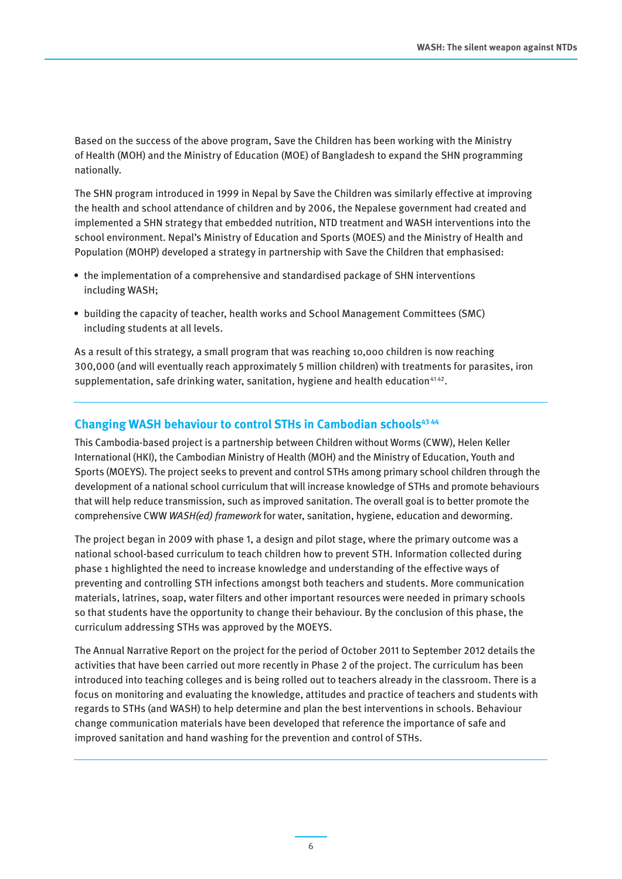Based on the success of the above program, Save the Children has been working with the Ministry of Health (MOH) and the Ministry of Education (MOE) of Bangladesh to expand the SHN programming nationally.

The SHN program introduced in 1999 in Nepal by Save the Children was similarly effective at improving the health and school attendance of children and by 2006, the Nepalese government had created and implemented a SHN strategy that embedded nutrition, NTD treatment and WASH interventions into the school environment. Nepal's Ministry of Education and Sports (MOES) and the Ministry of Health and Population (MOHP) developed a strategy in partnership with Save the Children that emphasised:

- the implementation of a comprehensive and standardised package of SHN interventions including WASH;
- building the capacity of teacher, health works and School Management Committees (SMC) including students at all levels.

As a result of this strategy, a small program that was reaching 10,000 children is now reaching 300,000 (and will eventually reach approximately 5 million children) with treatments for parasites, iron supplementation, safe drinking water, sanitation, hygiene and health education[41 42].

## Changing WASH behaviour to control STHs in Cambodian schools[43 44]

This Cambodia-based project is a partnership between Children without Worms (CWW), Helen Keller International (HKI), the Cambodian Ministry of Health (MOH) and the Ministry of Education, Youth and Sports (MOEYS). The project seeks to prevent and control STHs among primary school children through the development of a national school curriculum that will increase knowledge of STHs and promote behaviours that will help reduce transmission, such as improved sanitation. The overall goal is to better promote the comprehensive CWW *WASH(ed) framework* for water, sanitation, hygiene, education and deworming.

The project began in 2009 with phase 1, a design and pilot stage, where the primary outcome was a national school-based curriculum to teach children how to prevent STH. Information collected during phase 1 highlighted the need to increase knowledge and understanding of the effective ways of preventing and controlling STH infections amongst both teachers and students. More communication materials, latrines, soap, water filters and other important resources were needed in primary schools so that students have the opportunity to change their behaviour. By the conclusion of this phase, the curriculum addressing STHs was approved by the MOEYS.

The Annual Narrative Report on the project for the period of October 2011 to September 2012 details the activities that have been carried out more recently in Phase 2 of the project. The curriculum has been introduced into teaching colleges and is being rolled out to teachers already in the classroom. There is a focus on monitoring and evaluating the knowledge, attitudes and practice of teachers and students with regards to STHs (and WASH) to help determine and plan the best interventions in schools. Behaviour change communication materials have been developed that reference the importance of safe and improved sanitation and hand washing for the prevention and control of STHs.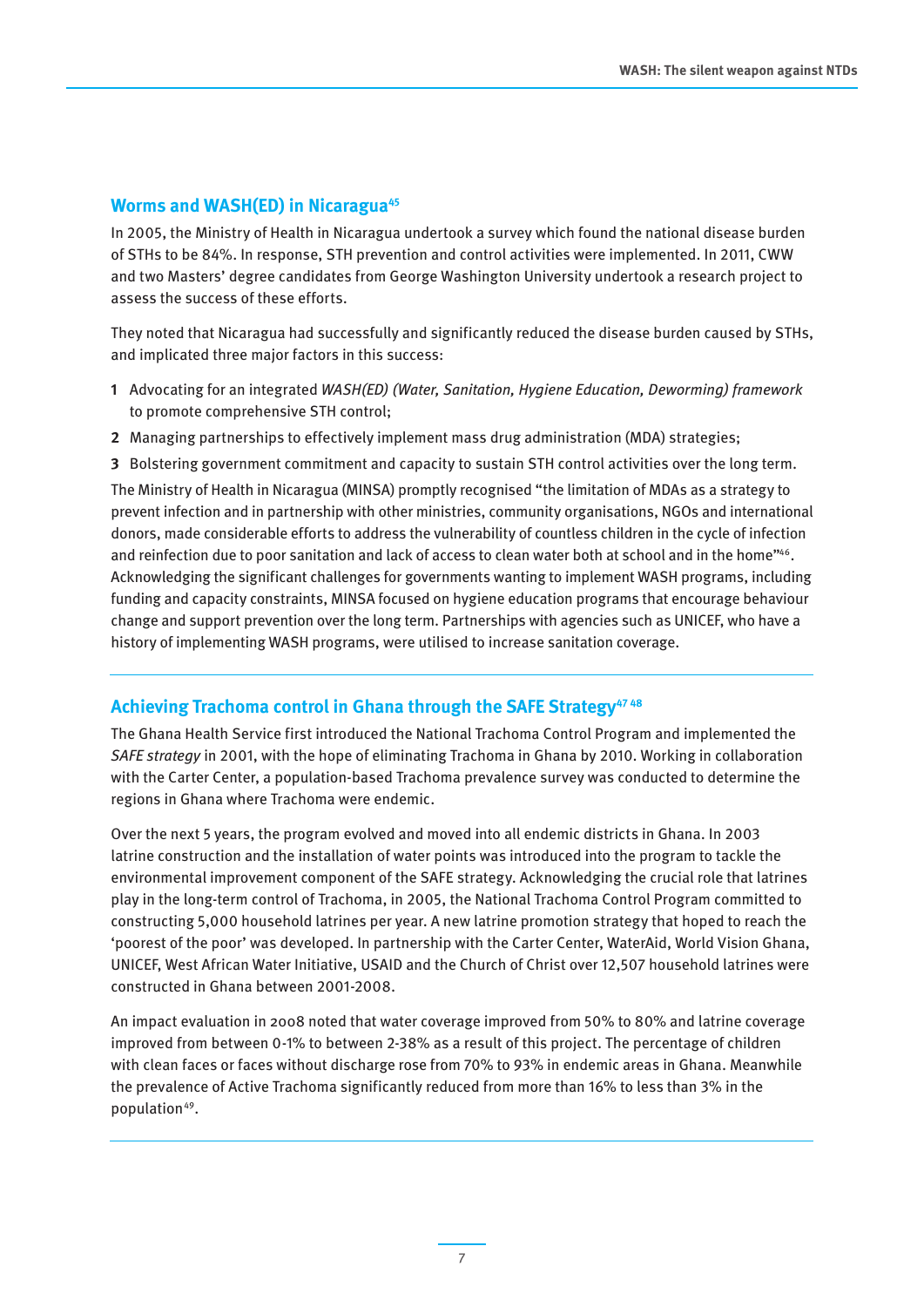## Worms and WASH(ED) in Nicaragua[45]

In 2005, the Ministry of Health in Nicaragua undertook a survey which found the national disease burden of STHs to be 84%. In response, STH prevention and control activities were implemented. In 2011, CWW and two Masters' degree candidates from George Washington University undertook a research project to assess the success of these efforts.

They noted that Nicaragua had successfully and significantly reduced the disease burden caused by STHs, and implicated three major factors in this success:

1. Advocating for an integrated *WASH(ED) (Water, Sanitation, Hygiene Education, Deworming) framework* to promote comprehensive STH control;
2. Managing partnerships to effectively implement mass drug administration (MDA) strategies;
3. Bolstering government commitment and capacity to sustain STH control activities over the long term.

The Ministry of Health in Nicaragua (MINSA) promptly recognised "the limitation of MDAs as a strategy to prevent infection and in partnership with other ministries, community organisations, NGOs and international donors, made considerable efforts to address the vulnerability of countless children in the cycle of infection and reinfection due to poor sanitation and lack of access to clean water both at school and in the home"[46]. Acknowledging the significant challenges for governments wanting to implement WASH programs, including funding and capacity constraints, MINSA focused on hygiene education programs that encourage behaviour change and support prevention over the long term. Partnerships with agencies such as UNICEF, who have a history of implementing WASH programs, were utilised to increase sanitation coverage.

## Achieving Trachoma control in Ghana through the SAFE Strategy[47,48]

The Ghana Health Service first introduced the National Trachoma Control Program and implemented the *SAFE strategy* in 2001, with the hope of eliminating Trachoma in Ghana by 2010. Working in collaboration with the Carter Center, a population-based Trachoma prevalence survey was conducted to determine the regions in Ghana where Trachoma were endemic.

Over the next 5 years, the program evolved and moved into all endemic districts in Ghana. In 2003 latrine construction and the installation of water points was introduced into the program to tackle the environmental improvement component of the SAFE strategy. Acknowledging the crucial role that latrines play in the long-term control of Trachoma, in 2005, the National Trachoma Control Program committed to constructing 5,000 household latrines per year. A new latrine promotion strategy that hoped to reach the 'poorest of the poor' was developed. In partnership with the Carter Center, WaterAid, World Vision Ghana, UNICEF, West African Water Initiative, USAID and the Church of Christ over 12,507 household latrines were constructed in Ghana between 2001-2008.

An impact evaluation in 2008 noted that water coverage improved from 50% to 80% and latrine coverage improved from between 0-1% to between 2-38% as a result of this project. The percentage of children with clean faces or faces without discharge rose from 70% to 93% in endemic areas in Ghana. Meanwhile the prevalence of Active Trachoma significantly reduced from more than 16% to less than 3% in the population[49].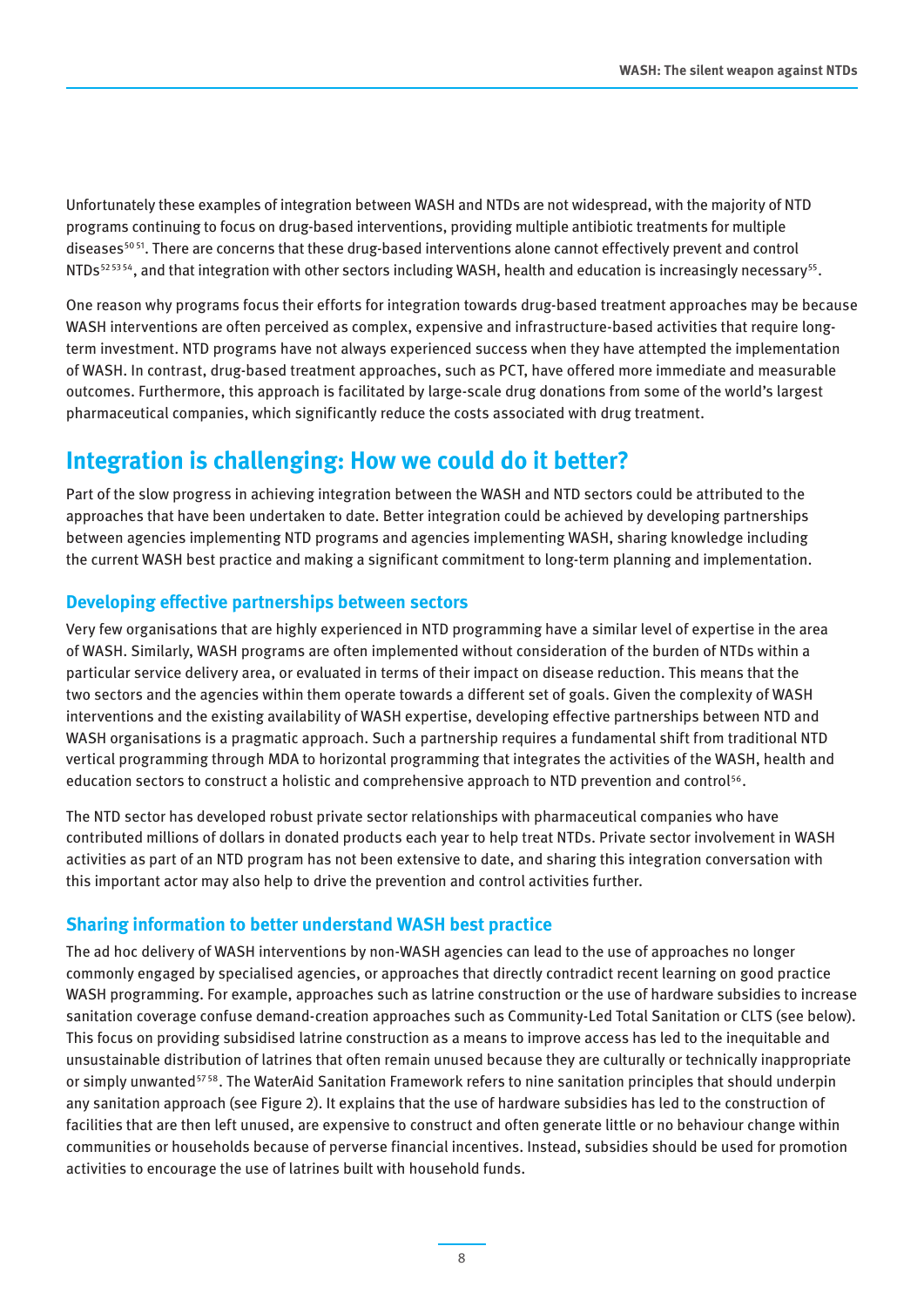Unfortunately these examples of integration between WASH and NTDs are not widespread, with the majority of NTD programs continuing to focus on drug-based interventions, providing multiple antibiotic treatments for multiple diseases[50 51]. There are concerns that these drug-based interventions alone cannot effectively prevent and control NTDs[52 53 54], and that integration with other sectors including WASH, health and education is increasingly necessary[55].

One reason why programs focus their efforts for integration towards drug-based treatment approaches may be because WASH interventions are often perceived as complex, expensive and infrastructure-based activities that require long-term investment. NTD programs have not always experienced success when they have attempted the implementation of WASH. In contrast, drug-based treatment approaches, such as PCT, have offered more immediate and measurable outcomes. Furthermore, this approach is facilitated by large-scale drug donations from some of the world's largest pharmaceutical companies, which significantly reduce the costs associated with drug treatment.

## Integration is challenging: How we could do it better?

Part of the slow progress in achieving integration between the WASH and NTD sectors could be attributed to the approaches that have been undertaken to date. Better integration could be achieved by developing partnerships between agencies implementing NTD programs and agencies implementing WASH, sharing knowledge including the current WASH best practice and making a significant commitment to long-term planning and implementation.

### Developing effective partnerships between sectors

Very few organisations that are highly experienced in NTD programming have a similar level of expertise in the area of WASH. Similarly, WASH programs are often implemented without consideration of the burden of NTDs within a particular service delivery area, or evaluated in terms of their impact on disease reduction. This means that the two sectors and the agencies within them operate towards a different set of goals. Given the complexity of WASH interventions and the existing availability of WASH expertise, developing effective partnerships between NTD and WASH organisations is a pragmatic approach. Such a partnership requires a fundamental shift from traditional NTD vertical programming through MDA to horizontal programming that integrates the activities of the WASH, health and education sectors to construct a holistic and comprehensive approach to NTD prevention and control[56].

The NTD sector has developed robust private sector relationships with pharmaceutical companies who have contributed millions of dollars in donated products each year to help treat NTDs. Private sector involvement in WASH activities as part of an NTD program has not been extensive to date, and sharing this integration conversation with this important actor may also help to drive the prevention and control activities further.

### Sharing information to better understand WASH best practice

The ad hoc delivery of WASH interventions by non-WASH agencies can lead to the use of approaches no longer commonly engaged by specialised agencies, or approaches that directly contradict recent learning on good practice WASH programming. For example, approaches such as latrine construction or the use of hardware subsidies to increase sanitation coverage confuse demand-creation approaches such as Community-Led Total Sanitation or CLTS (see below). This focus on providing subsidised latrine construction as a means to improve access has led to the inequitable and unsustainable distribution of latrines that often remain unused because they are culturally or technically inappropriate or simply unwanted[57 58]. The WaterAid Sanitation Framework refers to nine sanitation principles that should underpin any sanitation approach (see Figure 2). It explains that the use of hardware subsidies has led to the construction of facilities that are then left unused, are expensive to construct and often generate little or no behaviour change within communities or households because of perverse financial incentives. Instead, subsidies should be used for promotion activities to encourage the use of latrines built with household funds.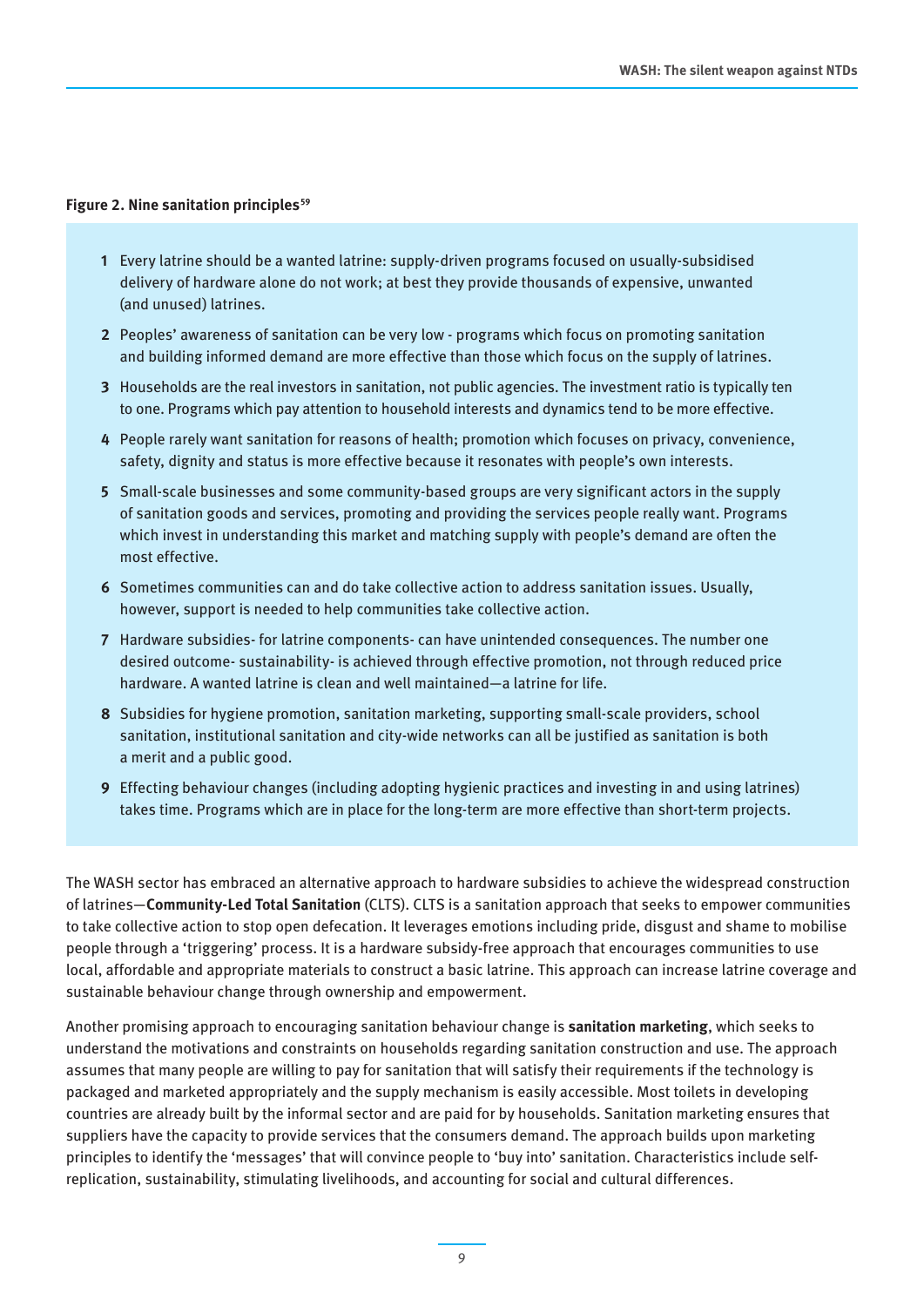**Figure 2. Nine sanitation principles**[59]

1. Every latrine should be a wanted latrine: supply-driven programs focused on usually-subsidised delivery of hardware alone do not work; at best they provide thousands of expensive, unwanted (and unused) latrines.
2. Peoples' awareness of sanitation can be very low - programs which focus on promoting sanitation and building informed demand are more effective than those which focus on the supply of latrines.
3. Households are the real investors in sanitation, not public agencies. The investment ratio is typically ten to one. Programs which pay attention to household interests and dynamics tend to be more effective.
4. People rarely want sanitation for reasons of health; promotion which focuses on privacy, convenience, safety, dignity and status is more effective because it resonates with people's own interests.
5. Small-scale businesses and some community-based groups are very significant actors in the supply of sanitation goods and services, promoting and providing the services people really want. Programs which invest in understanding this market and matching supply with people's demand are often the most effective.
6. Sometimes communities can and do take collective action to address sanitation issues. Usually, however, support is needed to help communities take collective action.
7. Hardware subsidies- for latrine components- can have unintended consequences. The number one desired outcome- sustainability- is achieved through effective promotion, not through reduced price hardware. A wanted latrine is clean and well maintained—a latrine for life.
8. Subsidies for hygiene promotion, sanitation marketing, supporting small-scale providers, school sanitation, institutional sanitation and city-wide networks can all be justified as sanitation is both a merit and a public good.
9. Effecting behaviour changes (including adopting hygienic practices and investing in and using latrines) takes time. Programs which are in place for the long-term are more effective than short-term projects.

The WASH sector has embraced an alternative approach to hardware subsidies to achieve the widespread construction of latrines—**Community-Led Total Sanitation** (CLTS). CLTS is a sanitation approach that seeks to empower communities to take collective action to stop open defecation. It leverages emotions including pride, disgust and shame to mobilise people through a 'triggering' process. It is a hardware subsidy-free approach that encourages communities to use local, affordable and appropriate materials to construct a basic latrine. This approach can increase latrine coverage and sustainable behaviour change through ownership and empowerment.

Another promising approach to encouraging sanitation behaviour change is **sanitation marketing**, which seeks to understand the motivations and constraints on households regarding sanitation construction and use. The approach assumes that many people are willing to pay for sanitation that will satisfy their requirements if the technology is packaged and marketed appropriately and the supply mechanism is easily accessible. Most toilets in developing countries are already built by the informal sector and are paid for by households. Sanitation marketing ensures that suppliers have the capacity to provide services that the consumers demand. The approach builds upon marketing principles to identify the 'messages' that will convince people to 'buy into' sanitation. Characteristics include self-replication, sustainability, stimulating livelihoods, and accounting for social and cultural differences.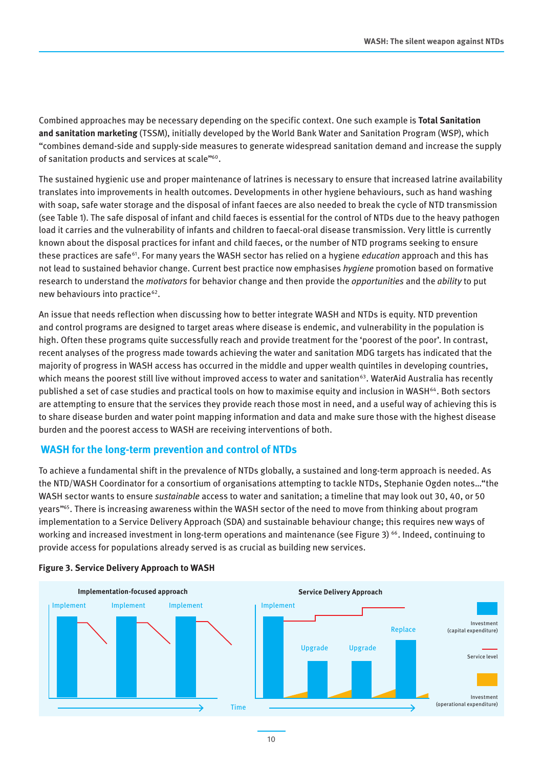Combined approaches may be necessary depending on the specific context. One such example is **Total Sanitation and sanitation marketing** (TSSM), initially developed by the World Bank Water and Sanitation Program (WSP), which "combines demand-side and supply-side measures to generate widespread sanitation demand and increase the supply of sanitation products and services at scale"[60].

The sustained hygienic use and proper maintenance of latrines is necessary to ensure that increased latrine availability translates into improvements in health outcomes. Developments in other hygiene behaviours, such as hand washing with soap, safe water storage and the disposal of infant faeces are also needed to break the cycle of NTD transmission (see Table 1). The safe disposal of infant and child faeces is essential for the control of NTDs due to the heavy pathogen load it carries and the vulnerability of infants and children to faecal-oral disease transmission. Very little is currently known about the disposal practices for infant and child faeces, or the number of NTD programs seeking to ensure these practices are safe[61]. For many years the WASH sector has relied on a hygiene *education* approach and this has not lead to sustained behavior change. Current best practice now emphasises *hygiene* promotion based on formative research to understand the *motivators* for behavior change and then provide the *opportunities* and the *ability* to put new behaviours into practice[62].

An issue that needs reflection when discussing how to better integrate WASH and NTDs is equity. NTD prevention and control programs are designed to target areas where disease is endemic, and vulnerability in the population is high. Often these programs quite successfully reach and provide treatment for the 'poorest of the poor'. In contrast, recent analyses of the progress made towards achieving the water and sanitation MDG targets has indicated that the majority of progress in WASH access has occurred in the middle and upper wealth quintiles in developing countries, which means the poorest still live without improved access to water and sanitation[63]. WaterAid Australia has recently published a set of case studies and practical tools on how to maximise equity and inclusion in WASH[64]. Both sectors are attempting to ensure that the services they provide reach those most in need, and a useful way of achieving this is to share disease burden and water point mapping information and data and make sure those with the highest disease burden and the poorest access to WASH are receiving interventions of both.

## WASH for the long-term prevention and control of NTDs

To achieve a fundamental shift in the prevalence of NTDs globally, a sustained and long-term approach is needed. As the NTD/WASH Coordinator for a consortium of organisations attempting to tackle NTDs, Stephanie Ogden notes…"the WASH sector wants to ensure *sustainable* access to water and sanitation; a timeline that may look out 30, 40, or 50 years"[65]. There is increasing awareness within the WASH sector of the need to move from thinking about program implementation to a Service Delivery Approach (SDA) and sustainable behaviour change; this requires new ways of working and increased investment in long-term operations and maintenance (see Figure 3) [66]. Indeed, continuing to provide access for populations already served is as crucial as building new services.

**Figure 3. Service Delivery Approach to WASH**

**Implementation-focused approach**: Implement — Implement — Implement (Time)

**Service Delivery Approach**: Implement — Upgrade — Upgrade — Replace

Legend: Investment (capital expenditure); Service level; Investment (operational expenditure)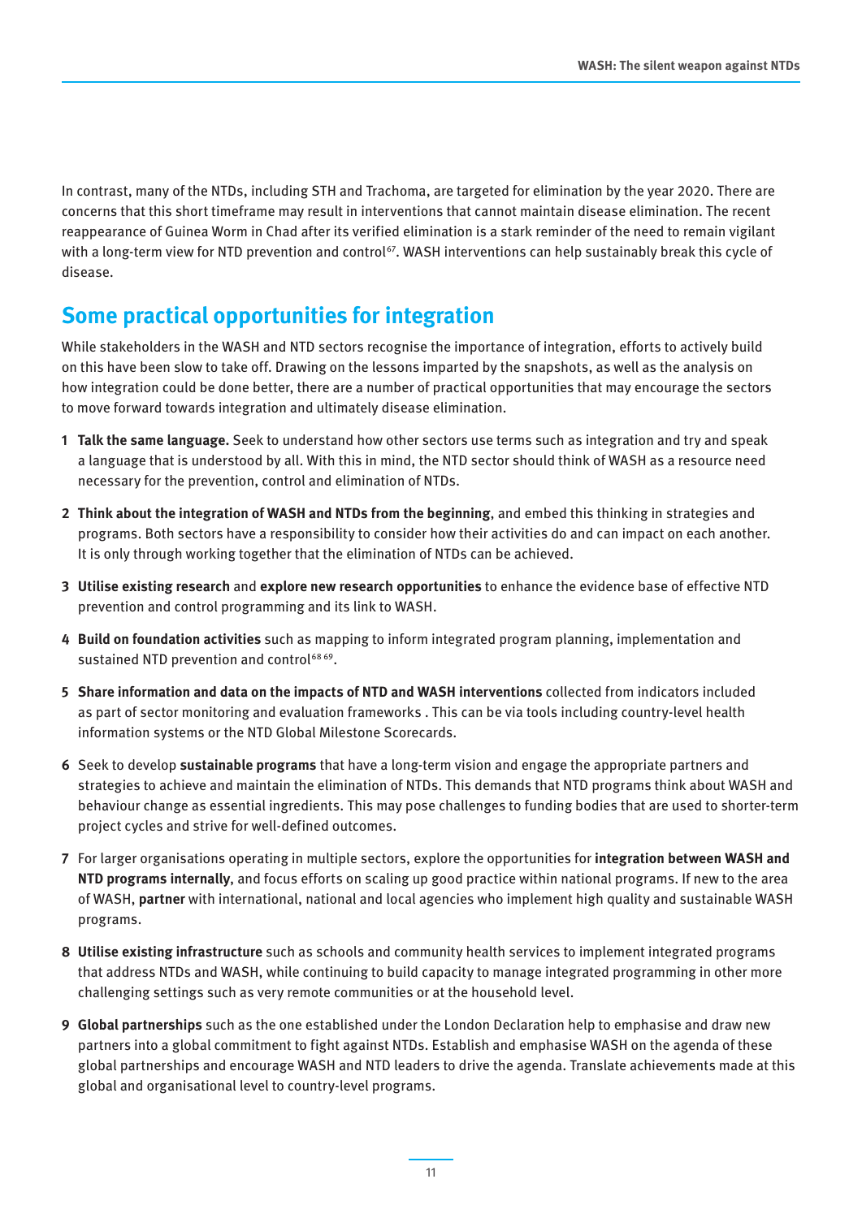In contrast, many of the NTDs, including STH and Trachoma, are targeted for elimination by the year 2020. There are concerns that this short timeframe may result in interventions that cannot maintain disease elimination. The recent reappearance of Guinea Worm in Chad after its verified elimination is a stark reminder of the need to remain vigilant with a long-term view for NTD prevention and control[67]. WASH interventions can help sustainably break this cycle of disease.

## Some practical opportunities for integration

While stakeholders in the WASH and NTD sectors recognise the importance of integration, efforts to actively build on this have been slow to take off. Drawing on the lessons imparted by the snapshots, as well as the analysis on how integration could be done better, there are a number of practical opportunities that may encourage the sectors to move forward towards integration and ultimately disease elimination.

1. **Talk the same language.** Seek to understand how other sectors use terms such as integration and try and speak a language that is understood by all. With this in mind, the NTD sector should think of WASH as a resource need necessary for the prevention, control and elimination of NTDs.
2. **Think about the integration of WASH and NTDs from the beginning**, and embed this thinking in strategies and programs. Both sectors have a responsibility to consider how their activities do and can impact on each another. It is only through working together that the elimination of NTDs can be achieved.
3. **Utilise existing research** and **explore new research opportunities** to enhance the evidence base of effective NTD prevention and control programming and its link to WASH.
4. **Build on foundation activities** such as mapping to inform integrated program planning, implementation and sustained NTD prevention and control[68][69].
5. **Share information and data on the impacts of NTD and WASH interventions** collected from indicators included as part of sector monitoring and evaluation frameworks . This can be via tools including country-level health information systems or the NTD Global Milestone Scorecards.
6. Seek to develop **sustainable programs** that have a long-term vision and engage the appropriate partners and strategies to achieve and maintain the elimination of NTDs. This demands that NTD programs think about WASH and behaviour change as essential ingredients. This may pose challenges to funding bodies that are used to shorter-term project cycles and strive for well-defined outcomes.
7. For larger organisations operating in multiple sectors, explore the opportunities for **integration between WASH and NTD programs internally**, and focus efforts on scaling up good practice within national programs. If new to the area of WASH, **partner** with international, national and local agencies who implement high quality and sustainable WASH programs.
8. **Utilise existing infrastructure** such as schools and community health services to implement integrated programs that address NTDs and WASH, while continuing to build capacity to manage integrated programming in other more challenging settings such as very remote communities or at the household level.
9. **Global partnerships** such as the one established under the London Declaration help to emphasise and draw new partners into a global commitment to fight against NTDs. Establish and emphasise WASH on the agenda of these global partnerships and encourage WASH and NTD leaders to drive the agenda. Translate achievements made at this global and organisational level to country-level programs.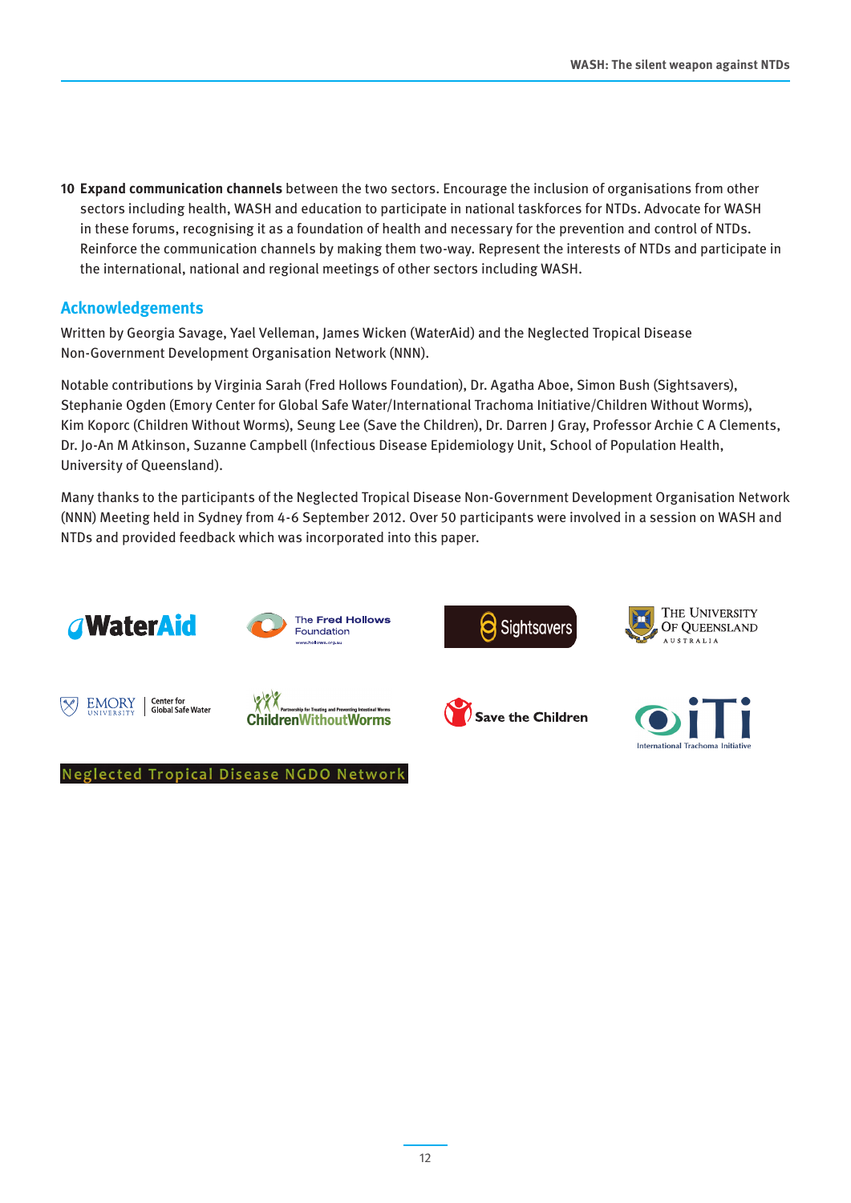10 **Expand communication channels** between the two sectors. Encourage the inclusion of organisations from other sectors including health, WASH and education to participate in national taskforces for NTDs. Advocate for WASH in these forums, recognising it as a foundation of health and necessary for the prevention and control of NTDs. Reinforce the communication channels by making them two-way. Represent the interests of NTDs and participate in the international, national and regional meetings of other sectors including WASH.

## Acknowledgements

Written by Georgia Savage, Yael Velleman, James Wicken (WaterAid) and the Neglected Tropical Disease Non-Government Development Organisation Network (NNN).

Notable contributions by Virginia Sarah (Fred Hollows Foundation), Dr. Agatha Aboe, Simon Bush (Sightsavers), Stephanie Ogden (Emory Center for Global Safe Water/International Trachoma Initiative/Children Without Worms), Kim Koporc (Children Without Worms), Seung Lee (Save the Children), Dr. Darren J Gray, Professor Archie C A Clements, Dr. Jo-An M Atkinson, Suzanne Campbell (Infectious Disease Epidemiology Unit, School of Population Health, University of Queensland).

Many thanks to the participants of the Neglected Tropical Disease Non-Government Development Organisation Network (NNN) Meeting held in Sydney from 4-6 September 2012. Over 50 participants were involved in a session on WASH and NTDs and provided feedback which was incorporated into this paper.

WaterAid | The Fred Hollows Foundation | Sightsavers | The University of Queensland Australia

Emory University Center for Global Safe Water | Children Without Worms | Save the Children | International Trachoma Initiative

Neglected Tropical Disease NGDO Network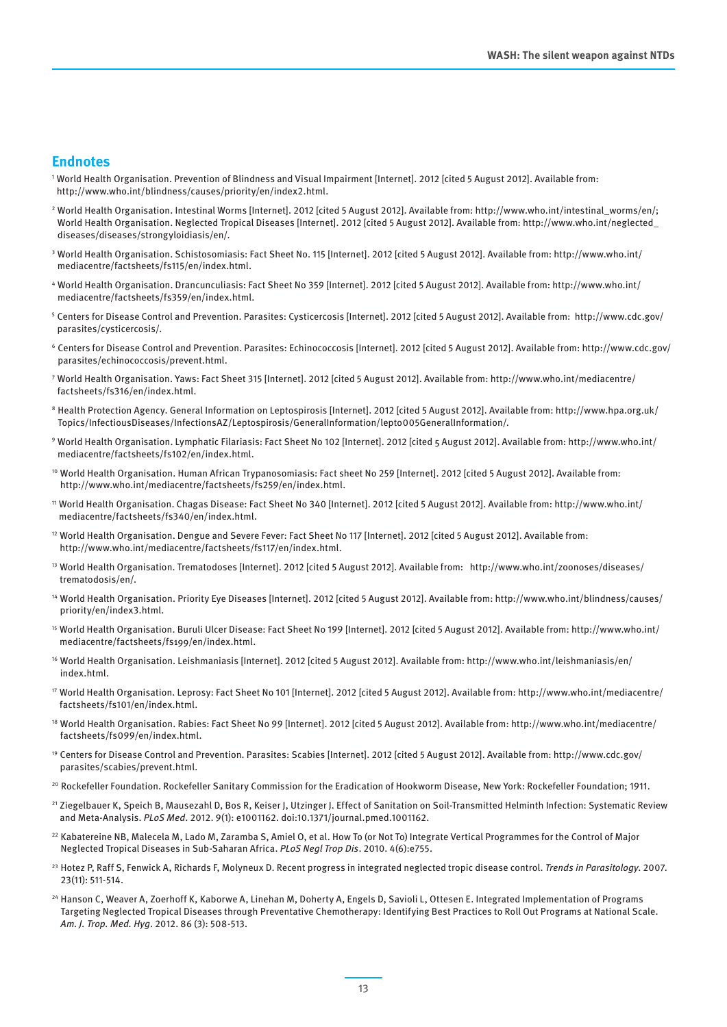## Endnotes

[1] World Health Organisation. Prevention of Blindness and Visual Impairment [Internet]. 2012 [cited 5 August 2012]. Available from: http://www.who.int/blindness/causes/priority/en/index2.html.

[2] World Health Organisation. Intestinal Worms [Internet]. 2012 [cited 5 August 2012]. Available from: http://www.who.int/intestinal_worms/en/; World Health Organisation. Neglected Tropical Diseases [Internet]. 2012 [cited 5 August 2012]. Available from: http://www.who.int/neglected_diseases/diseases/strongyloidiasis/en/.

[3] World Health Organisation. Schistosomiasis: Fact Sheet No. 115 [Internet]. 2012 [cited 5 August 2012]. Available from: http://www.who.int/mediacentre/factsheets/fs115/en/index.html.

[4] World Health Organisation. Drancunculiasis: Fact Sheet No 359 [Internet]. 2012 [cited 5 August 2012]. Available from: http://www.who.int/mediacentre/factsheets/fs359/en/index.html.

[5] Centers for Disease Control and Prevention. Parasites: Cysticercosis [Internet]. 2012 [cited 5 August 2012]. Available from: http://www.cdc.gov/parasites/cysticercosis/.

[6] Centers for Disease Control and Prevention. Parasites: Echinococcosis [Internet]. 2012 [cited 5 August 2012]. Available from: http://www.cdc.gov/parasites/echinococcosis/prevent.html.

[7] World Health Organisation. Yaws: Fact Sheet 315 [Internet]. 2012 [cited 5 August 2012]. Available from: http://www.who.int/mediacentre/factsheets/fs316/en/index.html.

[8] Health Protection Agency. General Information on Leptospirosis [Internet]. 2012 [cited 5 August 2012]. Available from: http://www.hpa.org.uk/Topics/InfectiousDiseases/InfectionsAZ/Leptospirosis/GeneralInformation/lepto005GeneralInformation/.

[9] World Health Organisation. Lymphatic Filariasis: Fact Sheet No 102 [Internet]. 2012 [cited 5 August 2012]. Available from: http://www.who.int/mediacentre/factsheets/fs102/en/index.html.

[10] World Health Organisation. Human African Trypanosomiasis: Fact sheet No 259 [Internet]. 2012 [cited 5 August 2012]. Available from: http://www.who.int/mediacentre/factsheets/fs259/en/index.html.

[11] World Health Organisation. Chagas Disease: Fact Sheet No 340 [Internet]. 2012 [cited 5 August 2012]. Available from: http://www.who.int/mediacentre/factsheets/fs340/en/index.html.

[12] World Health Organisation. Dengue and Severe Fever: Fact Sheet No 117 [Internet]. 2012 [cited 5 August 2012]. Available from: http://www.who.int/mediacentre/factsheets/fs117/en/index.html.

[13] World Health Organisation. Trematodoses [Internet]. 2012 [cited 5 August 2012]. Available from: http://www.who.int/zoonoses/diseases/trematodosis/en/.

[14] World Health Organisation. Priority Eye Diseases [Internet]. 2012 [cited 5 August 2012]. Available from: http://www.who.int/blindness/causes/priority/en/index3.html.

[15] World Health Organisation. Buruli Ulcer Disease: Fact Sheet No 199 [Internet]. 2012 [cited 5 August 2012]. Available from: http://www.who.int/mediacentre/factsheets/fs199/en/index.html.

[16] World Health Organisation. Leishmaniasis [Internet]. 2012 [cited 5 August 2012]. Available from: http://www.who.int/leishmaniasis/en/index.html.

[17] World Health Organisation. Leprosy: Fact Sheet No 101 [Internet]. 2012 [cited 5 August 2012]. Available from: http://www.who.int/mediacentre/factsheets/fs101/en/index.html.

[18] World Health Organisation. Rabies: Fact Sheet No 99 [Internet]. 2012 [cited 5 August 2012]. Available from: http://www.who.int/mediacentre/factsheets/fs099/en/index.html.

[19] Centers for Disease Control and Prevention. Parasites: Scabies [Internet]. 2012 [cited 5 August 2012]. Available from: http://www.cdc.gov/parasites/scabies/prevent.html.

[20] Rockefeller Foundation. Rockefeller Sanitary Commission for the Eradication of Hookworm Disease, New York: Rockefeller Foundation; 1911.

[21] Ziegelbauer K, Speich B, Mausezahl D, Bos R, Keiser J, Utzinger J. Effect of Sanitation on Soil-Transmitted Helminth Infection: Systematic Review and Meta-Analysis. *PLoS Med*. 2012. 9(1): e1001162. doi:10.1371/journal.pmed.1001162.

[22] Kabatereine NB, Malecela M, Lado M, Zaramba S, Amiel O, et al. How To (or Not To) Integrate Vertical Programmes for the Control of Major Neglected Tropical Diseases in Sub-Saharan Africa. *PLoS Negl Trop Dis*. 2010. 4(6):e755.

[23] Hotez P, Raff S, Fenwick A, Richards F, Molyneux D. Recent progress in integrated neglected tropic disease control. *Trends in Parasitology*. 2007. 23(11): 511-514.

[24] Hanson C, Weaver A, Zoerhoff K, Kaborwe A, Linehan M, Doherty A, Engels D, Savioli L, Ottesen E. Integrated Implementation of Programs Targeting Neglected Tropical Diseases through Preventative Chemotherapy: Identifying Best Practices to Roll Out Programs at National Scale. *Am. J. Trop. Med. Hyg*. 2012. 86 (3): 508-513.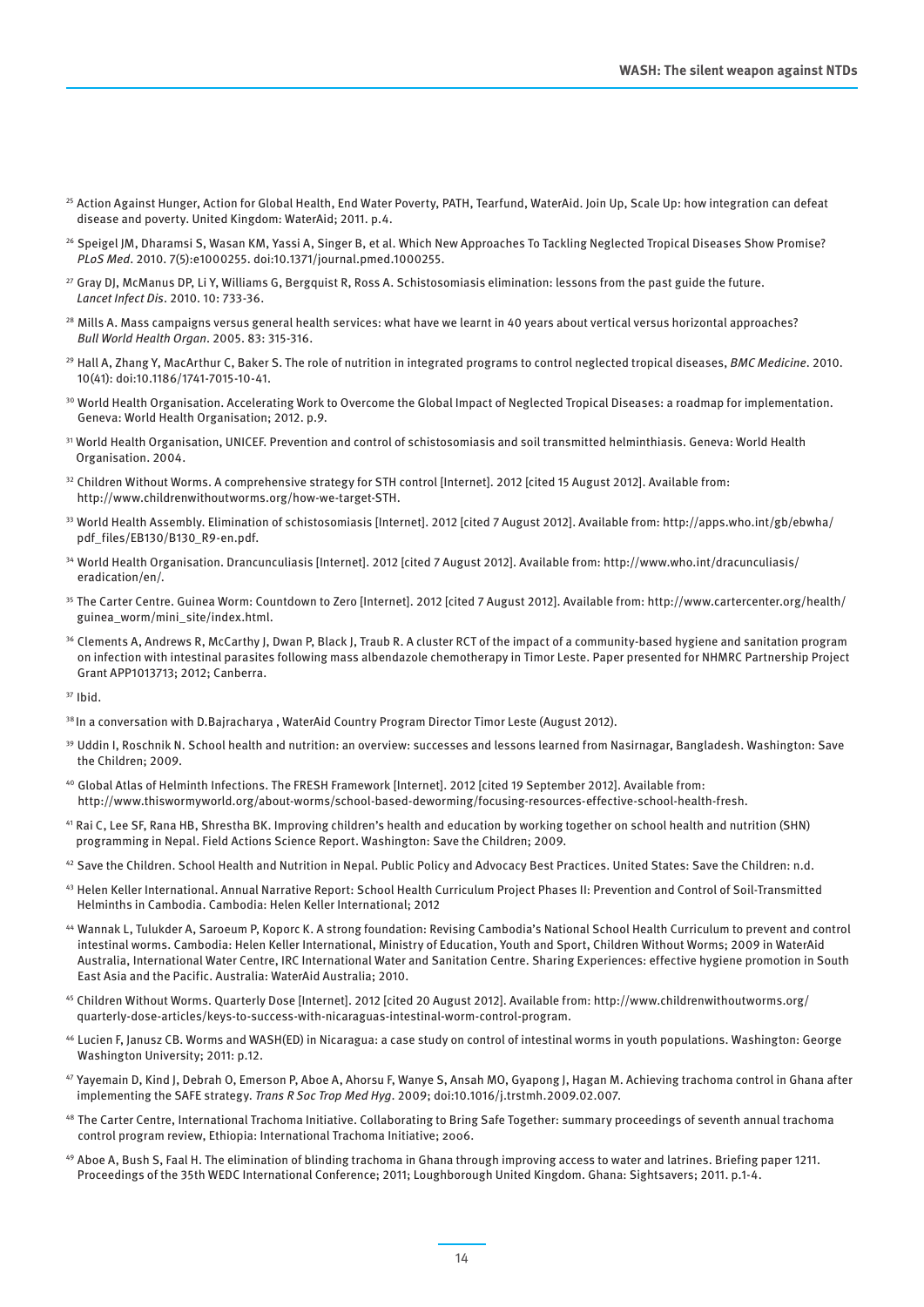[25] Action Against Hunger, Action for Global Health, End Water Poverty, PATH, Tearfund, WaterAid. Join Up, Scale Up: how integration can defeat disease and poverty. United Kingdom: WaterAid; 2011. p.4.

[26] Speigel JM, Dharamsi S, Wasan KM, Yassi A, Singer B, et al. Which New Approaches To Tackling Neglected Tropical Diseases Show Promise? *PLoS Med*. 2010. 7(5):e1000255. doi:10.1371/journal.pmed.1000255.

[27] Gray DJ, McManus DP, Li Y, Williams G, Bergquist R, Ross A. Schistosomiasis elimination: lessons from the past guide the future. *Lancet Infect Dis*. 2010. 10: 733-36.

[28] Mills A. Mass campaigns versus general health services: what have we learnt in 40 years about vertical versus horizontal approaches? *Bull World Health Organ*. 2005. 83: 315-316.

[29] Hall A, Zhang Y, MacArthur C, Baker S. The role of nutrition in integrated programs to control neglected tropical diseases, *BMC Medicine*. 2010. 10(41): doi:10.1186/1741-7015-10-41.

[30] World Health Organisation. Accelerating Work to Overcome the Global Impact of Neglected Tropical Diseases: a roadmap for implementation. Geneva: World Health Organisation; 2012. p.9.

[31] World Health Organisation, UNICEF. Prevention and control of schistosomiasis and soil transmitted helminthiasis. Geneva: World Health Organisation. 2004.

[32] Children Without Worms. A comprehensive strategy for STH control [Internet]. 2012 [cited 15 August 2012]. Available from: http://www.childrenwithoutworms.org/how-we-target-STH.

[33] World Health Assembly. Elimination of schistosomiasis [Internet]. 2012 [cited 7 August 2012]. Available from: http://apps.who.int/gb/ebwha/pdf_files/EB130/B130_R9-en.pdf.

[34] World Health Organisation. Drancunculiasis [Internet]. 2012 [cited 7 August 2012]. Available from: http://www.who.int/dracunculiasis/eradication/en/.

[35] The Carter Centre. Guinea Worm: Countdown to Zero [Internet]. 2012 [cited 7 August 2012]. Available from: http://www.cartercenter.org/health/guinea_worm/mini_site/index.html.

[36] Clements A, Andrews R, McCarthy J, Dwan P, Black J, Traub R. A cluster RCT of the impact of a community-based hygiene and sanitation program on infection with intestinal parasites following mass albendazole chemotherapy in Timor Leste. Paper presented for NHMRC Partnership Project Grant APP1013713; 2012; Canberra.

[37] Ibid.

[38] In a conversation with D.Bajracharya , WaterAid Country Program Director Timor Leste (August 2012).

[39] Uddin I, Roschnik N. School health and nutrition: an overview: successes and lessons learned from Nasirnagar, Bangladesh. Washington: Save the Children; 2009.

[40] Global Atlas of Helminth Infections. The FRESH Framework [Internet]. 2012 [cited 19 September 2012]. Available from: http://www.thiswormyworld.org/about-worms/school-based-deworming/focusing-resources-effective-school-health-fresh.

[41] Rai C, Lee SF, Rana HB, Shrestha BK. Improving children's health and education by working together on school health and nutrition (SHN) programming in Nepal. Field Actions Science Report. Washington: Save the Children; 2009.

[42] Save the Children. School Health and Nutrition in Nepal. Public Policy and Advocacy Best Practices. United States: Save the Children: n.d.

[43] Helen Keller International. Annual Narrative Report: School Health Curriculum Project Phases II: Prevention and Control of Soil-Transmitted Helminths in Cambodia. Cambodia: Helen Keller International; 2012

[44] Wannak L, Tulukder A, Saroeum P, Koporc K. A strong foundation: Revising Cambodia's National School Health Curriculum to prevent and control intestinal worms. Cambodia: Helen Keller International, Ministry of Education, Youth and Sport, Children Without Worms; 2009 in WaterAid Australia, International Water Centre, IRC International Water and Sanitation Centre. Sharing Experiences: effective hygiene promotion in South East Asia and the Pacific. Australia: WaterAid Australia; 2010.

[45] Children Without Worms. Quarterly Dose [Internet]. 2012 [cited 20 August 2012]. Available from: http://www.childrenwithoutworms.org/quarterly-dose-articles/keys-to-success-with-nicaraguas-intestinal-worm-control-program.

[46] Lucien F, Janusz CB. Worms and WASH(ED) in Nicaragua: a case study on control of intestinal worms in youth populations. Washington: George Washington University; 2011: p.12.

[47] Yayemain D, Kind J, Debrah O, Emerson P, Aboe A, Ahorsu F, Wanye S, Ansah MO, Gyapong J, Hagan M. Achieving trachoma control in Ghana after implementing the SAFE strategy. *Trans R Soc Trop Med Hyg*. 2009; doi:10.1016/j.trstmh.2009.02.007.

[48] The Carter Centre, International Trachoma Initiative. Collaborating to Bring Safe Together: summary proceedings of seventh annual trachoma control program review, Ethiopia: International Trachoma Initiative; 2006.

[49] Aboe A, Bush S, Faal H. The elimination of blinding trachoma in Ghana through improving access to water and latrines. Briefing paper 1211. Proceedings of the 35th WEDC International Conference; 2011; Loughborough United Kingdom. Ghana: Sightsavers; 2011. p.1-4.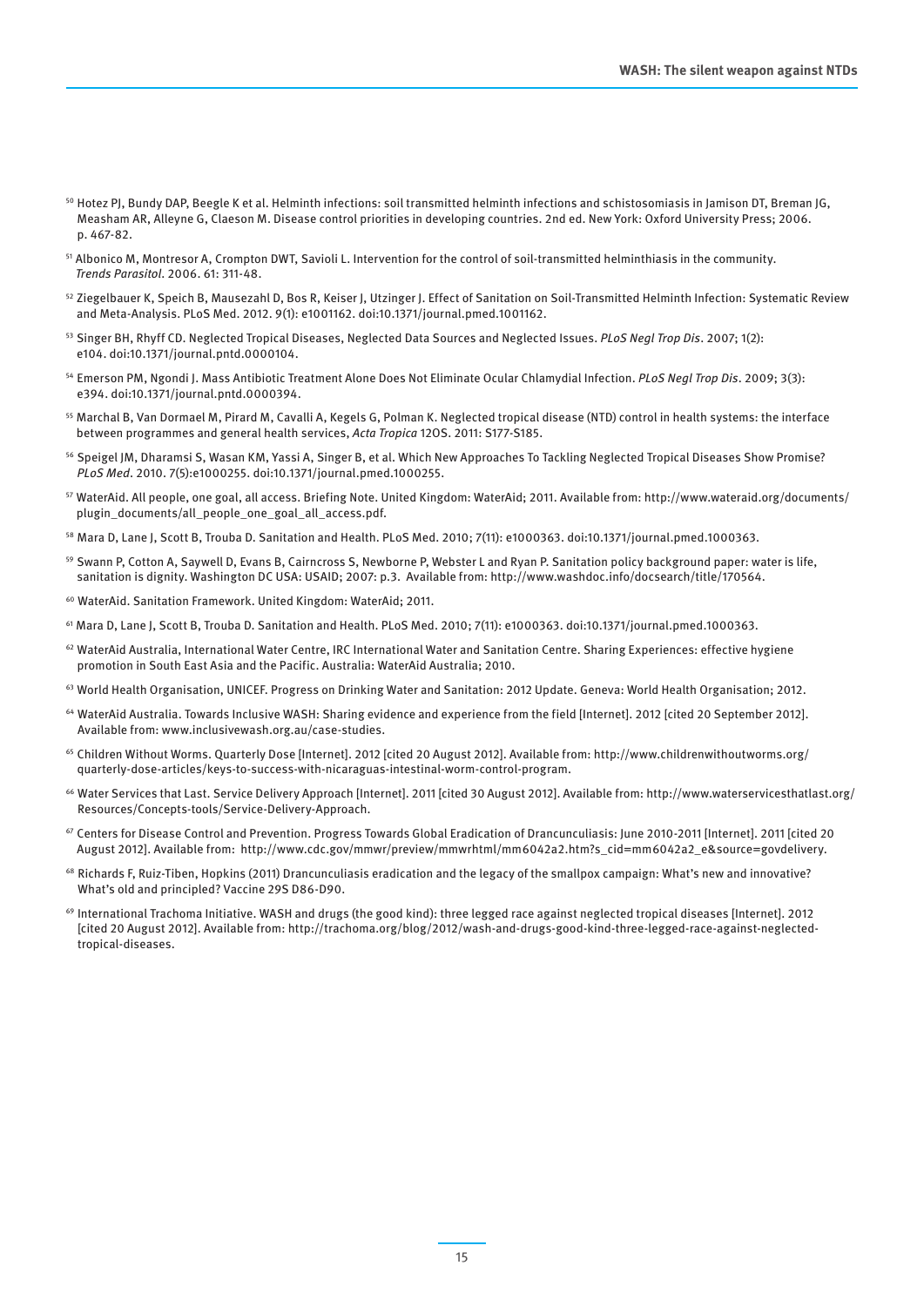[50] Hotez PJ, Bundy DAP, Beegle K et al. Helminth infections: soil transmitted helminth infections and schistosomiasis in Jamison DT, Breman JG, Measham AR, Alleyne G, Claeson M. Disease control priorities in developing countries. 2nd ed. New York: Oxford University Press; 2006. p. 467-82.

[51] Albonico M, Montresor A, Crompton DWT, Savioli L. Intervention for the control of soil-transmitted helminthiasis in the community. *Trends Parasitol*. 2006. 61: 311-48.

[52] Ziegelbauer K, Speich B, Mausezahl D, Bos R, Keiser J, Utzinger J. Effect of Sanitation on Soil-Transmitted Helminth Infection: Systematic Review and Meta-Analysis. PLoS Med. 2012. 9(1): e1001162. doi:10.1371/journal.pmed.1001162.

[53] Singer BH, Rhyff CD. Neglected Tropical Diseases, Neglected Data Sources and Neglected Issues. *PLoS Negl Trop Dis*. 2007; 1(2): e104. doi:10.1371/journal.pntd.0000104.

[54] Emerson PM, Ngondi J. Mass Antibiotic Treatment Alone Does Not Eliminate Ocular Chlamydial Infection. *PLoS Negl Trop Dis*. 2009; 3(3): e394. doi:10.1371/journal.pntd.0000394.

[55] Marchal B, Van Dormael M, Pirard M, Cavalli A, Kegels G, Polman K. Neglected tropical disease (NTD) control in health systems: the interface between programmes and general health services, *Acta Tropica* 120S. 2011: S177-S185.

[56] Speigel JM, Dharamsi S, Wasan KM, Yassi A, Singer B, et al. Which New Approaches To Tackling Neglected Tropical Diseases Show Promise? *PLoS Med*. 2010. 7(5):e1000255. doi:10.1371/journal.pmed.1000255.

[57] WaterAid. All people, one goal, all access. Briefing Note. United Kingdom: WaterAid; 2011. Available from: http://www.wateraid.org/documents/plugin_documents/all_people_one_goal_all_access.pdf.

[58] Mara D, Lane J, Scott B, Trouba D. Sanitation and Health. PLoS Med. 2010; 7(11): e1000363. doi:10.1371/journal.pmed.1000363.

[59] Swann P, Cotton A, Saywell D, Evans B, Cairncross S, Newborne P, Webster L and Ryan P. Sanitation policy background paper: water is life, sanitation is dignity. Washington DC USA: USAID; 2007: p.3. Available from: http://www.washdoc.info/docsearch/title/170564.

[60] WaterAid. Sanitation Framework. United Kingdom: WaterAid; 2011.

[61] Mara D, Lane J, Scott B, Trouba D. Sanitation and Health. PLoS Med. 2010; 7(11): e1000363. doi:10.1371/journal.pmed.1000363.

[62] WaterAid Australia, International Water Centre, IRC International Water and Sanitation Centre. Sharing Experiences: effective hygiene promotion in South East Asia and the Pacific. Australia: WaterAid Australia; 2010.

[63] World Health Organisation, UNICEF. Progress on Drinking Water and Sanitation: 2012 Update. Geneva: World Health Organisation; 2012.

[64] WaterAid Australia. Towards Inclusive WASH: Sharing evidence and experience from the field [Internet]. 2012 [cited 20 September 2012]. Available from: www.inclusivewash.org.au/case-studies.

[65] Children Without Worms. Quarterly Dose [Internet]. 2012 [cited 20 August 2012]. Available from: http://www.childrenwithoutworms.org/quarterly-dose-articles/keys-to-success-with-nicaraguas-intestinal-worm-control-program.

[66] Water Services that Last. Service Delivery Approach [Internet]. 2011 [cited 30 August 2012]. Available from: http://www.waterservicesthatlast.org/Resources/Concepts-tools/Service-Delivery-Approach.

[67] Centers for Disease Control and Prevention. Progress Towards Global Eradication of Drancunculiasis: June 2010-2011 [Internet]. 2011 [cited 20 August 2012]. Available from: http://www.cdc.gov/mmwr/preview/mmwrhtml/mm6042a2.htm?s_cid=mm6042a2_e&source=govdelivery.

[68] Richards F, Ruiz-Tiben, Hopkins (2011) Drancunculiasis eradication and the legacy of the smallpox campaign: What's new and innovative? What's old and principled? Vaccine 29S D86-D90.

[69] International Trachoma Initiative. WASH and drugs (the good kind): three legged race against neglected tropical diseases [Internet]. 2012 [cited 20 August 2012]. Available from: http://trachoma.org/blog/2012/wash-and-drugs-good-kind-three-legged-race-against-neglected-tropical-diseases.